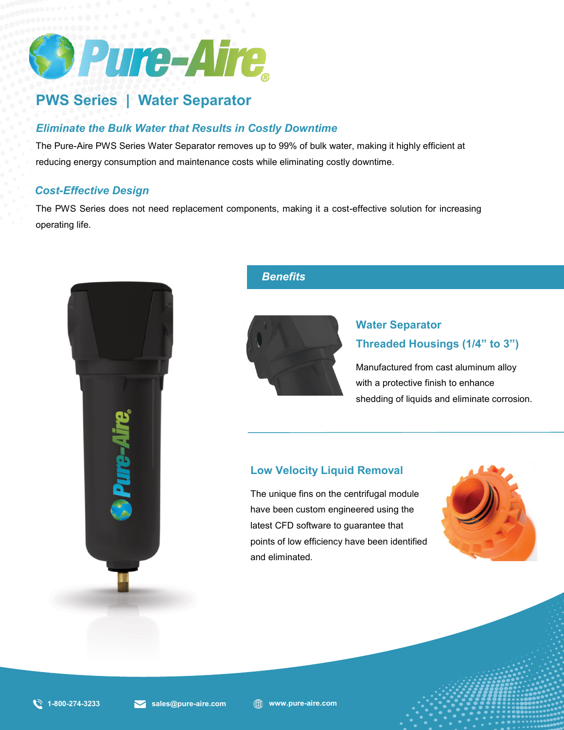# Pure-Aire®

## PWS Series | Water Separator

### *Eliminate the Bulk Water that Results in Costly Downtime*

The Pure-Aire PWS Series Water Separator removes up to 99% of bulk water, making it highly efficient at reducing energy consumption and maintenance costs while eliminating costly downtime.

### *Cost-Effective Design*

The PWS Series does not need replacement components, making it a cost-effective solution for increasing operating life.

## *Benefits*

### Water Separator Threaded Housings (1/4" to 3")

Manufactured from cast aluminum alloy with a protective finish to enhance shedding of liquids and eliminate corrosion.

### Low Velocity Liquid Removal

The unique fins on the centrifugal module have been custom engineered using the latest CFD software to guarantee that points of low efficiency have been identified and eliminated.

1-800-274-3233 sales@pure-aire.com www.pure-aire.com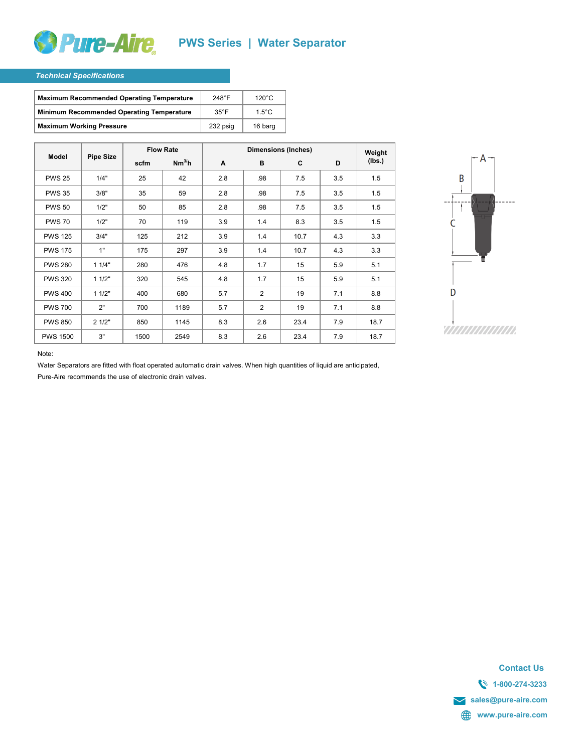# PWS Series | Water Separator

## Technical Specifications

| | | |
|---|---|---|
| **Maximum Recommended Operating Temperature** | 248°F | 120°C |
| **Minimum Recommended Operating Temperature** | 35°F | 1.5°C |
| **Maximum Working Pressure** | 232 psig | 16 barg |

| Model | Pipe Size | Flow Rate | | Dimensions (Inches) | | | | Weight (lbs.) |
|---|---|---|---|---|---|---|---|---|
| | | scfm | $Nm^3/h$ | A | B | C | D | |
| PWS 25 | 1/4" | 25 | 42 | 2.8 | .98 | 7.5 | 3.5 | 1.5 |
| PWS 35 | 3/8" | 35 | 59 | 2.8 | .98 | 7.5 | 3.5 | 1.5 |
| PWS 50 | 1/2" | 50 | 85 | 2.8 | .98 | 7.5 | 3.5 | 1.5 |
| PWS 70 | 1/2" | 70 | 119 | 3.9 | 1.4 | 8.3 | 3.5 | 1.5 |
| PWS 125 | 3/4" | 125 | 212 | 3.9 | 1.4 | 10.7 | 4.3 | 3.3 |
| PWS 175 | 1" | 175 | 297 | 3.9 | 1.4 | 10.7 | 4.3 | 3.3 |
| PWS 280 | 1 1/4" | 280 | 476 | 4.8 | 1.7 | 15 | 5.9 | 5.1 |
| PWS 320 | 1 1/2" | 320 | 545 | 4.8 | 1.7 | 15 | 5.9 | 5.1 |
| PWS 400 | 1 1/2" | 400 | 680 | 5.7 | 2 | 19 | 7.1 | 8.8 |
| PWS 700 | 2" | 700 | 1189 | 5.7 | 2 | 19 | 7.1 | 8.8 |
| PWS 850 | 2 1/2" | 850 | 1145 | 8.3 | 2.6 | 23.4 | 7.9 | 18.7 |
| PWS 1500 | 3" | 1500 | 2549 | 8.3 | 2.6 | 23.4 | 7.9 | 18.7 |

A
B
C
D

Note:

Water Separators are fitted with float operated automatic drain valves. When high quantities of liquid are anticipated, Pure-Aire recommends the use of electronic drain valves.

**Contact Us**

1-800-274-3233

sales@pure-aire.com

www.pure-aire.com